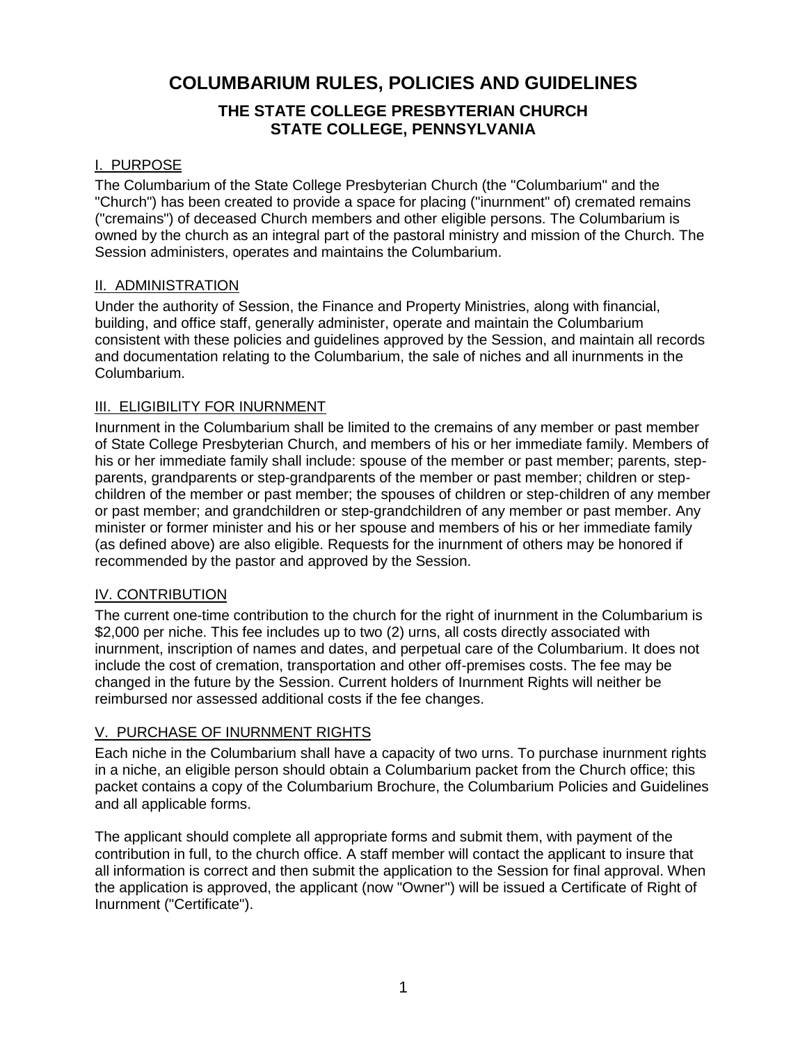# COLUMBARIUM RULES, POLICIES AND GUIDELINES

## THE STATE COLLEGE PRESBYTERIAN CHURCH
## STATE COLLEGE, PENNSYLVANIA

### I. PURPOSE

The Columbarium of the State College Presbyterian Church (the "Columbarium" and the "Church") has been created to provide a space for placing ("inurnment" of) cremated remains ("cremains") of deceased Church members and other eligible persons. The Columbarium is owned by the church as an integral part of the pastoral ministry and mission of the Church. The Session administers, operates and maintains the Columbarium.

### II. ADMINISTRATION

Under the authority of Session, the Finance and Property Ministries, along with financial, building, and office staff, generally administer, operate and maintain the Columbarium consistent with these policies and guidelines approved by the Session, and maintain all records and documentation relating to the Columbarium, the sale of niches and all inurnments in the Columbarium.

### III. ELIGIBILITY FOR INURNMENT

Inurnment in the Columbarium shall be limited to the cremains of any member or past member of State College Presbyterian Church, and members of his or her immediate family. Members of his or her immediate family shall include: spouse of the member or past member; parents, step-parents, grandparents or step-grandparents of the member or past member; children or step-children of the member or past member; the spouses of children or step-children of any member or past member; and grandchildren or step-grandchildren of any member or past member. Any minister or former minister and his or her spouse and members of his or her immediate family (as defined above) are also eligible. Requests for the inurnment of others may be honored if recommended by the pastor and approved by the Session.

### IV. CONTRIBUTION

The current one-time contribution to the church for the right of inurnment in the Columbarium is $2,000 per niche. This fee includes up to two (2) urns, all costs directly associated with inurnment, inscription of names and dates, and perpetual care of the Columbarium. It does not include the cost of cremation, transportation and other off-premises costs. The fee may be changed in the future by the Session. Current holders of Inurnment Rights will neither be reimbursed nor assessed additional costs if the fee changes.

### V. PURCHASE OF INURNMENT RIGHTS

Each niche in the Columbarium shall have a capacity of two urns. To purchase inurnment rights in a niche, an eligible person should obtain a Columbarium packet from the Church office; this packet contains a copy of the Columbarium Brochure, the Columbarium Policies and Guidelines and all applicable forms.

The applicant should complete all appropriate forms and submit them, with payment of the contribution in full, to the church office. A staff member will contact the applicant to insure that all information is correct and then submit the application to the Session for final approval. When the application is approved, the applicant (now "Owner") will be issued a Certificate of Right of Inurnment ("Certificate").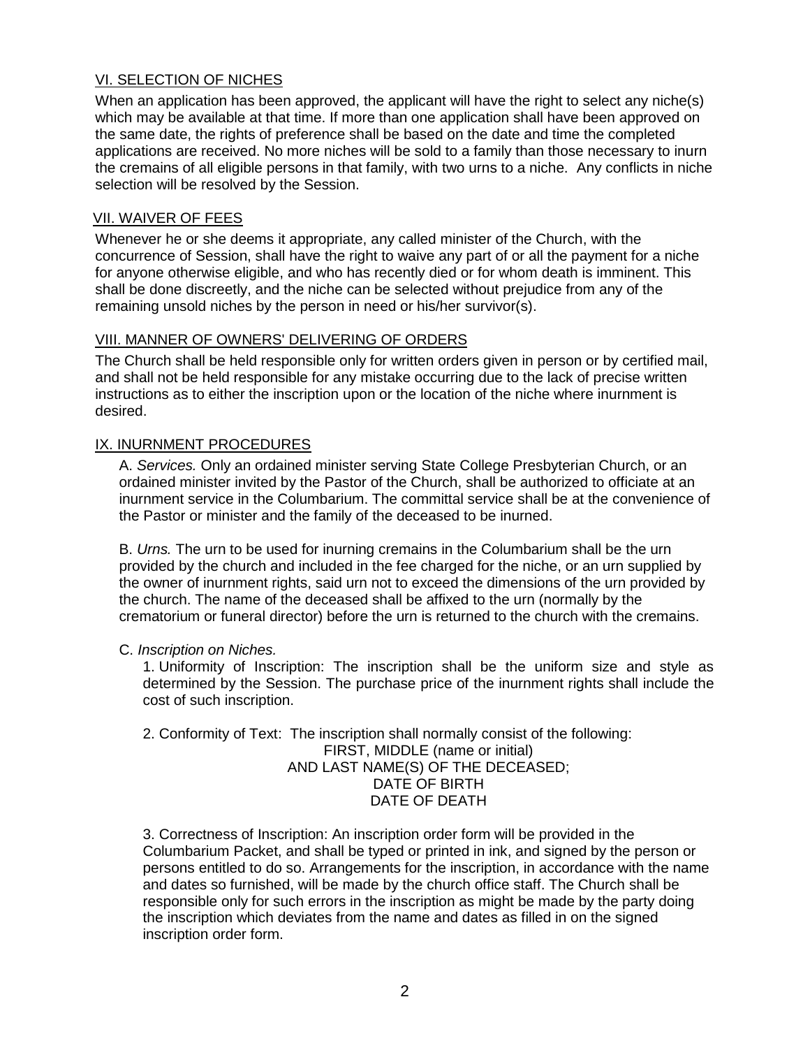## VI. SELECTION OF NICHES

When an application has been approved, the applicant will have the right to select any niche(s) which may be available at that time. If more than one application shall have been approved on the same date, the rights of preference shall be based on the date and time the completed applications are received. No more niches will be sold to a family than those necessary to inurn the cremains of all eligible persons in that family, with two urns to a niche. Any conflicts in niche selection will be resolved by the Session.

## VII. WAIVER OF FEES

Whenever he or she deems it appropriate, any called minister of the Church, with the concurrence of Session, shall have the right to waive any part of or all the payment for a niche for anyone otherwise eligible, and who has recently died or for whom death is imminent. This shall be done discreetly, and the niche can be selected without prejudice from any of the remaining unsold niches by the person in need or his/her survivor(s).

## VIII. MANNER OF OWNERS' DELIVERING OF ORDERS

The Church shall be held responsible only for written orders given in person or by certified mail, and shall not be held responsible for any mistake occurring due to the lack of precise written instructions as to either the inscription upon or the location of the niche where inurnment is desired.

## IX. INURNMENT PROCEDURES

A. *Services.* Only an ordained minister serving State College Presbyterian Church, or an ordained minister invited by the Pastor of the Church, shall be authorized to officiate at an inurnment service in the Columbarium. The committal service shall be at the convenience of the Pastor or minister and the family of the deceased to be inurned.

B. *Urns.* The urn to be used for inurning cremains in the Columbarium shall be the urn provided by the church and included in the fee charged for the niche, or an urn supplied by the owner of inurnment rights, said urn not to exceed the dimensions of the urn provided by the church. The name of the deceased shall be affixed to the urn (normally by the crematorium or funeral director) before the urn is returned to the church with the cremains.

C. *Inscription on Niches.*

1. Uniformity of Inscription: The inscription shall be the uniform size and style as determined by the Session. The purchase price of the inurnment rights shall include the cost of such inscription.

2. Conformity of Text: The inscription shall normally consist of the following:

FIRST, MIDDLE (name or initial)
AND LAST NAME(S) OF THE DECEASED;
DATE OF BIRTH
DATE OF DEATH

3. Correctness of Inscription: An inscription order form will be provided in the Columbarium Packet, and shall be typed or printed in ink, and signed by the person or persons entitled to do so. Arrangements for the inscription, in accordance with the name and dates so furnished, will be made by the church office staff. The Church shall be responsible only for such errors in the inscription as might be made by the party doing the inscription which deviates from the name and dates as filled in on the signed inscription order form.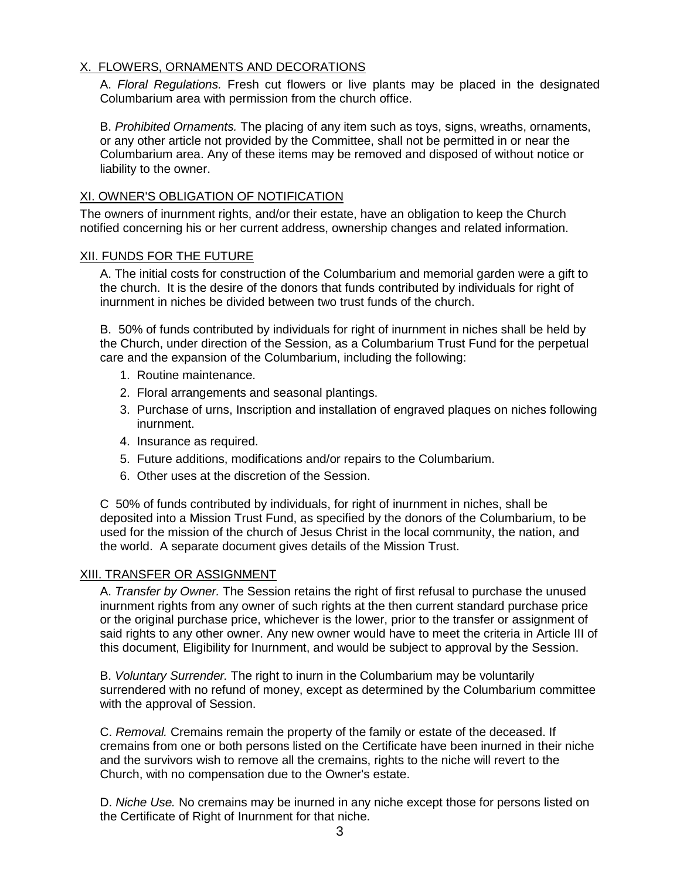## X. FLOWERS, ORNAMENTS AND DECORATIONS

A. *Floral Regulations.* Fresh cut flowers or live plants may be placed in the designated Columbarium area with permission from the church office.

B. *Prohibited Ornaments.* The placing of any item such as toys, signs, wreaths, ornaments, or any other article not provided by the Committee, shall not be permitted in or near the Columbarium area. Any of these items may be removed and disposed of without notice or liability to the owner.

## XI. OWNER'S OBLIGATION OF NOTIFICATION

The owners of inurnment rights, and/or their estate, have an obligation to keep the Church notified concerning his or her current address, ownership changes and related information.

## XII. FUNDS FOR THE FUTURE

A. The initial costs for construction of the Columbarium and memorial garden were a gift to the church. It is the desire of the donors that funds contributed by individuals for right of inurnment in niches be divided between two trust funds of the church.

B. 50% of funds contributed by individuals for right of inurnment in niches shall be held by the Church, under direction of the Session, as a Columbarium Trust Fund for the perpetual care and the expansion of the Columbarium, including the following:

1. Routine maintenance.
2. Floral arrangements and seasonal plantings.
3. Purchase of urns, Inscription and installation of engraved plaques on niches following inurnment.
4. Insurance as required.
5. Future additions, modifications and/or repairs to the Columbarium.
6. Other uses at the discretion of the Session.

C 50% of funds contributed by individuals, for right of inurnment in niches, shall be deposited into a Mission Trust Fund, as specified by the donors of the Columbarium, to be used for the mission of the church of Jesus Christ in the local community, the nation, and the world. A separate document gives details of the Mission Trust.

## XIII. TRANSFER OR ASSIGNMENT

A. *Transfer by Owner.* The Session retains the right of first refusal to purchase the unused inurnment rights from any owner of such rights at the then current standard purchase price or the original purchase price, whichever is the lower, prior to the transfer or assignment of said rights to any other owner. Any new owner would have to meet the criteria in Article III of this document, Eligibility for Inurnment, and would be subject to approval by the Session.

B. *Voluntary Surrender.* The right to inurn in the Columbarium may be voluntarily surrendered with no refund of money, except as determined by the Columbarium committee with the approval of Session.

C. *Removal.* Cremains remain the property of the family or estate of the deceased. If cremains from one or both persons listed on the Certificate have been inurned in their niche and the survivors wish to remove all the cremains, rights to the niche will revert to the Church, with no compensation due to the Owner's estate.

D. *Niche Use.* No cremains may be inurned in any niche except those for persons listed on the Certificate of Right of Inurnment for that niche.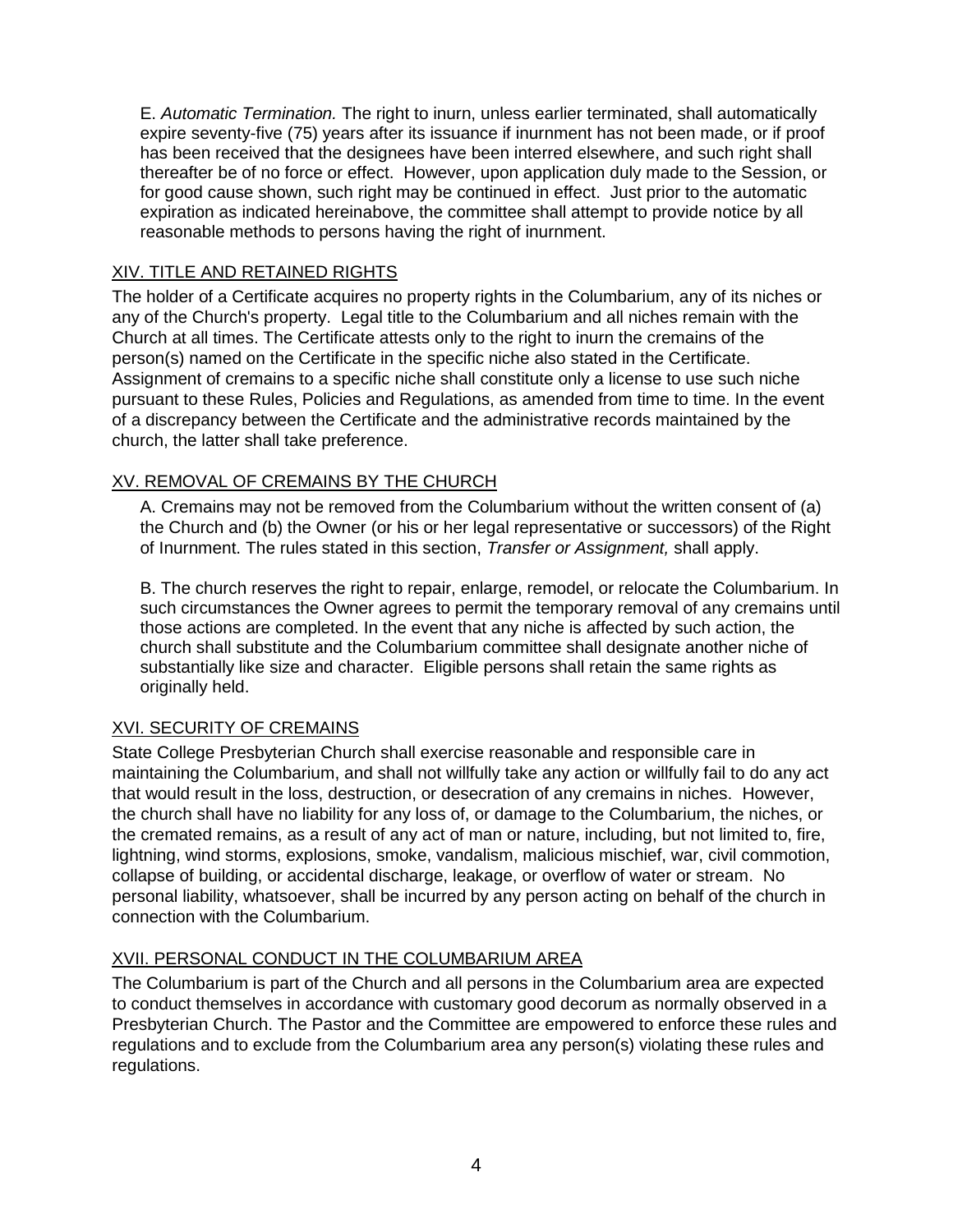E. *Automatic Termination.* The right to inurn, unless earlier terminated, shall automatically expire seventy-five (75) years after its issuance if inurnment has not been made, or if proof has been received that the designees have been interred elsewhere, and such right shall thereafter be of no force or effect. However, upon application duly made to the Session, or for good cause shown, such right may be continued in effect. Just prior to the automatic expiration as indicated hereinabove, the committee shall attempt to provide notice by all reasonable methods to persons having the right of inurnment.

## XIV. TITLE AND RETAINED RIGHTS

The holder of a Certificate acquires no property rights in the Columbarium, any of its niches or any of the Church's property. Legal title to the Columbarium and all niches remain with the Church at all times. The Certificate attests only to the right to inurn the cremains of the person(s) named on the Certificate in the specific niche also stated in the Certificate. Assignment of cremains to a specific niche shall constitute only a license to use such niche pursuant to these Rules, Policies and Regulations, as amended from time to time. In the event of a discrepancy between the Certificate and the administrative records maintained by the church, the latter shall take preference.

## XV. REMOVAL OF CREMAINS BY THE CHURCH

A. Cremains may not be removed from the Columbarium without the written consent of (a) the Church and (b) the Owner (or his or her legal representative or successors) of the Right of Inurnment. The rules stated in this section, *Transfer or Assignment,* shall apply.

B. The church reserves the right to repair, enlarge, remodel, or relocate the Columbarium. In such circumstances the Owner agrees to permit the temporary removal of any cremains until those actions are completed. In the event that any niche is affected by such action, the church shall substitute and the Columbarium committee shall designate another niche of substantially like size and character. Eligible persons shall retain the same rights as originally held.

## XVI. SECURITY OF CREMAINS

State College Presbyterian Church shall exercise reasonable and responsible care in maintaining the Columbarium, and shall not willfully take any action or willfully fail to do any act that would result in the loss, destruction, or desecration of any cremains in niches. However, the church shall have no liability for any loss of, or damage to the Columbarium, the niches, or the cremated remains, as a result of any act of man or nature, including, but not limited to, fire, lightning, wind storms, explosions, smoke, vandalism, malicious mischief, war, civil commotion, collapse of building, or accidental discharge, leakage, or overflow of water or stream. No personal liability, whatsoever, shall be incurred by any person acting on behalf of the church in connection with the Columbarium.

## XVII. PERSONAL CONDUCT IN THE COLUMBARIUM AREA

The Columbarium is part of the Church and all persons in the Columbarium area are expected to conduct themselves in accordance with customary good decorum as normally observed in a Presbyterian Church. The Pastor and the Committee are empowered to enforce these rules and regulations and to exclude from the Columbarium area any person(s) violating these rules and regulations.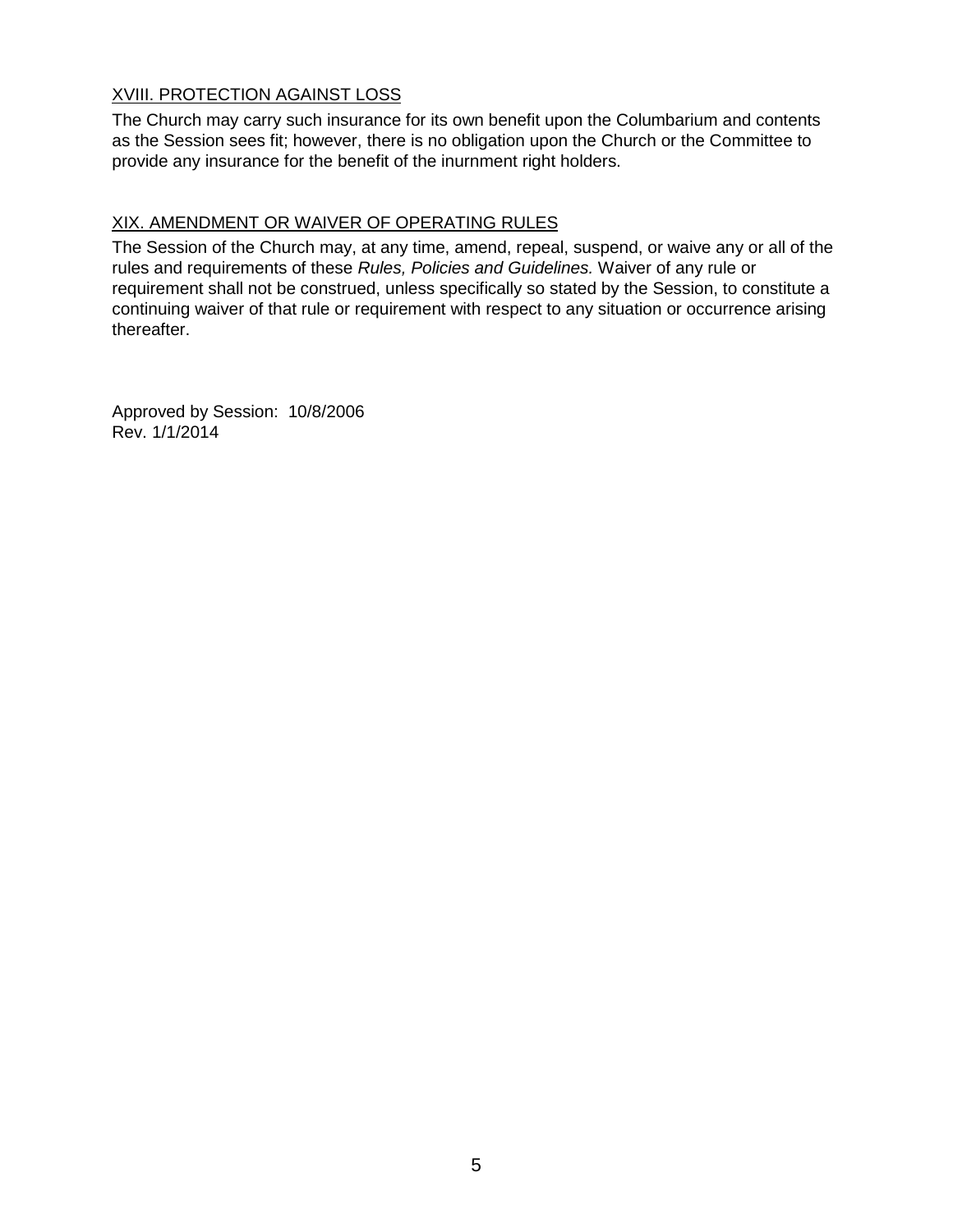## XVIII. PROTECTION AGAINST LOSS

The Church may carry such insurance for its own benefit upon the Columbarium and contents as the Session sees fit; however, there is no obligation upon the Church or the Committee to provide any insurance for the benefit of the inurnment right holders.

## XIX. AMENDMENT OR WAIVER OF OPERATING RULES

The Session of the Church may, at any time, amend, repeal, suspend, or waive any or all of the rules and requirements of these *Rules, Policies and Guidelines.* Waiver of any rule or requirement shall not be construed, unless specifically so stated by the Session, to constitute a continuing waiver of that rule or requirement with respect to any situation or occurrence arising thereafter.

Approved by Session: 10/8/2006
Rev. 1/1/2014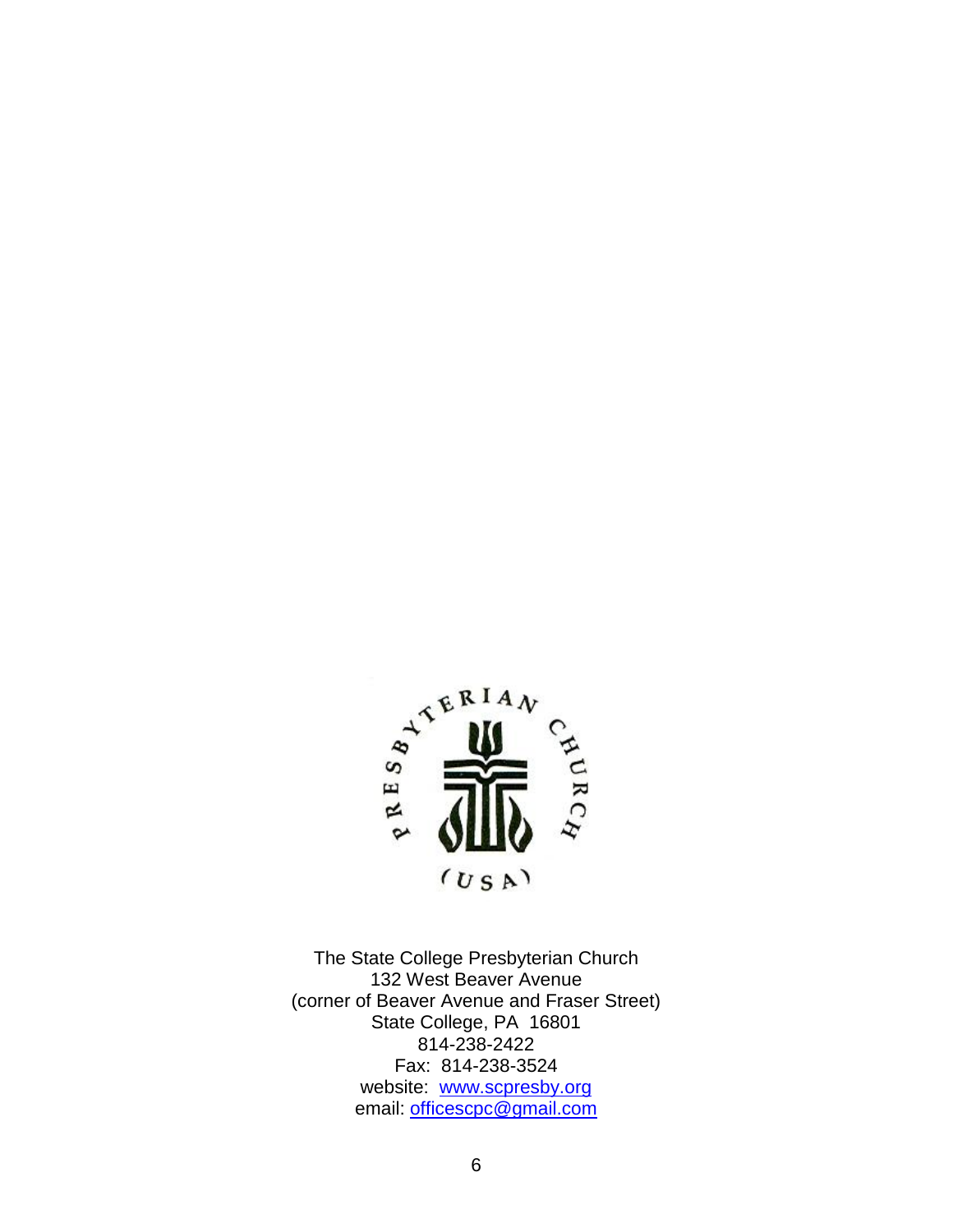The State College Presbyterian Church
132 West Beaver Avenue
(corner of Beaver Avenue and Fraser Street)
State College, PA 16801
814-238-2422
Fax: 814-238-3524
website: [www.scpresby.org](http://www.scpresby.org)
email: [officescpc@gmail.com](mailto:officescpc@gmail.com)